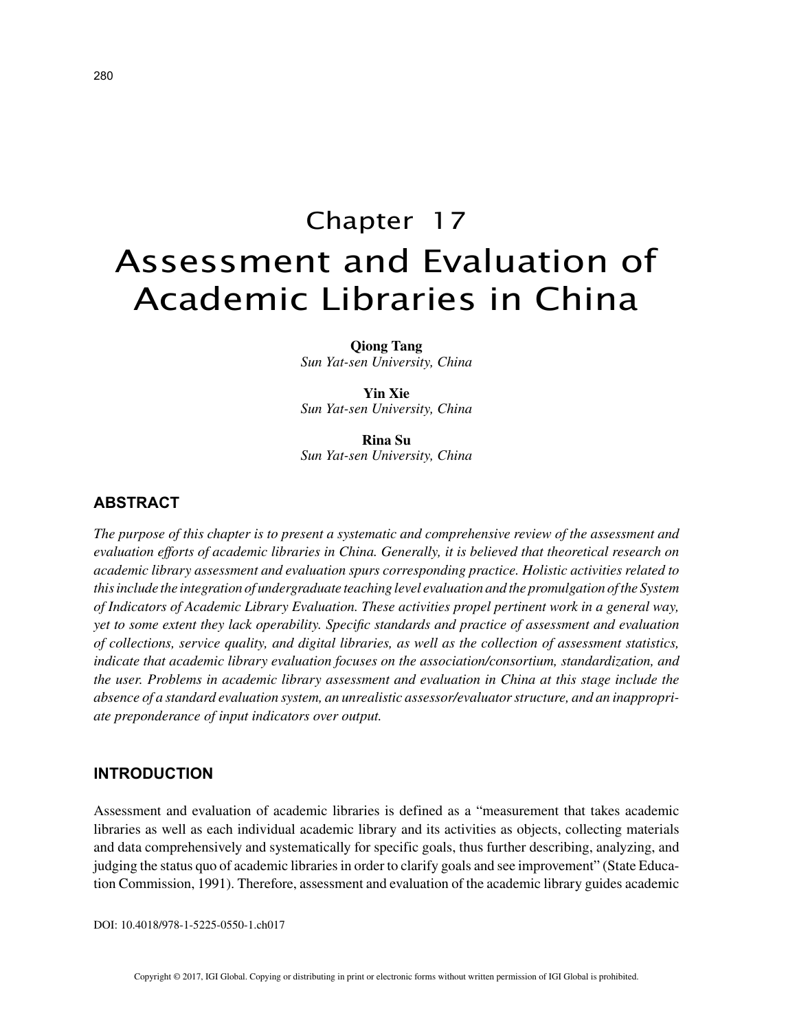# Chapter 17
# Assessment and Evaluation of Academic Libraries in China

**Qiong Tang**
*Sun Yat-sen University, China*

**Yin Xie**
*Sun Yat-sen University, China*

**Rina Su**
*Sun Yat-sen University, China*

## ABSTRACT

*The purpose of this chapter is to present a systematic and comprehensive review of the assessment and evaluation efforts of academic libraries in China. Generally, it is believed that theoretical research on academic library assessment and evaluation spurs corresponding practice. Holistic activities related to this include the integration of undergraduate teaching level evaluation and the promulgation of the System of Indicators of Academic Library Evaluation. These activities propel pertinent work in a general way, yet to some extent they lack operability. Specific standards and practice of assessment and evaluation of collections, service quality, and digital libraries, as well as the collection of assessment statistics, indicate that academic library evaluation focuses on the association/consortium, standardization, and the user. Problems in academic library assessment and evaluation in China at this stage include the absence of a standard evaluation system, an unrealistic assessor/evaluator structure, and an inappropriate preponderance of input indicators over output.*

## INTRODUCTION

Assessment and evaluation of academic libraries is defined as a "measurement that takes academic libraries as well as each individual academic library and its activities as objects, collecting materials and data comprehensively and systematically for specific goals, thus further describing, analyzing, and judging the status quo of academic libraries in order to clarify goals and see improvement" (State Education Commission, 1991). Therefore, assessment and evaluation of the academic library guides academic

DOI: 10.4018/978-1-5225-0550-1.ch017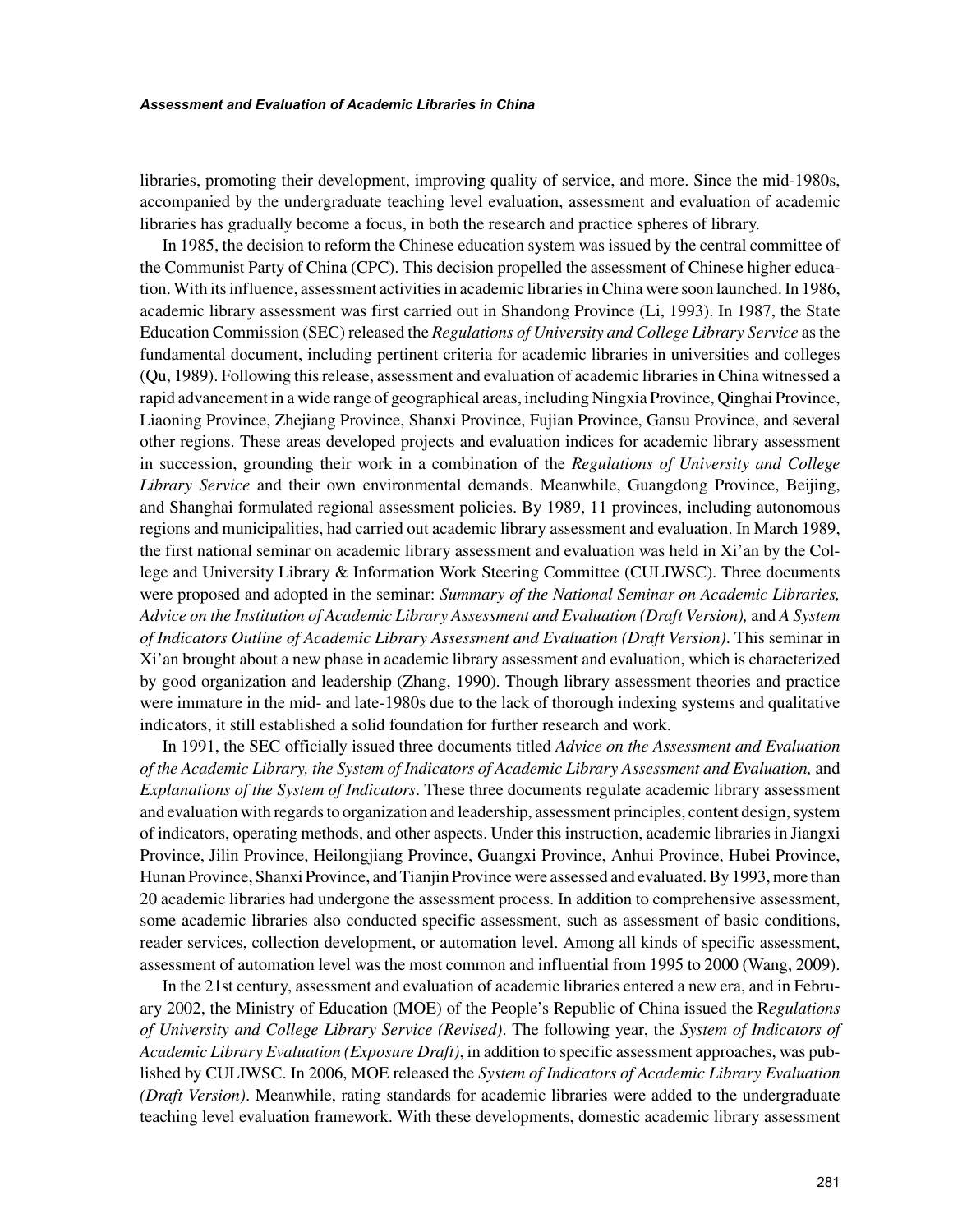libraries, promoting their development, improving quality of service, and more. Since the mid-1980s, accompanied by the undergraduate teaching level evaluation, assessment and evaluation of academic libraries has gradually become a focus, in both the research and practice spheres of library.

In 1985, the decision to reform the Chinese education system was issued by the central committee of the Communist Party of China (CPC). This decision propelled the assessment of Chinese higher education. With its influence, assessment activities in academic libraries in China were soon launched. In 1986, academic library assessment was first carried out in Shandong Province (Li, 1993). In 1987, the State Education Commission (SEC) released the *Regulations of University and College Library Service* as the fundamental document, including pertinent criteria for academic libraries in universities and colleges (Qu, 1989). Following this release, assessment and evaluation of academic libraries in China witnessed a rapid advancement in a wide range of geographical areas, including Ningxia Province, Qinghai Province, Liaoning Province, Zhejiang Province, Shanxi Province, Fujian Province, Gansu Province, and several other regions. These areas developed projects and evaluation indices for academic library assessment in succession, grounding their work in a combination of the *Regulations of University and College Library Service* and their own environmental demands. Meanwhile, Guangdong Province, Beijing, and Shanghai formulated regional assessment policies. By 1989, 11 provinces, including autonomous regions and municipalities, had carried out academic library assessment and evaluation. In March 1989, the first national seminar on academic library assessment and evaluation was held in Xi'an by the College and University Library & Information Work Steering Committee (CULIWSC). Three documents were proposed and adopted in the seminar: *Summary of the National Seminar on Academic Libraries, Advice on the Institution of Academic Library Assessment and Evaluation (Draft Version),* and *A System of Indicators Outline of Academic Library Assessment and Evaluation (Draft Version)*. This seminar in Xi'an brought about a new phase in academic library assessment and evaluation, which is characterized by good organization and leadership (Zhang, 1990). Though library assessment theories and practice were immature in the mid- and late-1980s due to the lack of thorough indexing systems and qualitative indicators, it still established a solid foundation for further research and work.

In 1991, the SEC officially issued three documents titled *Advice on the Assessment and Evaluation of the Academic Library, the System of Indicators of Academic Library Assessment and Evaluation,* and *Explanations of the System of Indicators*. These three documents regulate academic library assessment and evaluation with regards to organization and leadership, assessment principles, content design, system of indicators, operating methods, and other aspects. Under this instruction, academic libraries in Jiangxi Province, Jilin Province, Heilongjiang Province, Guangxi Province, Anhui Province, Hubei Province, Hunan Province, Shanxi Province, and Tianjin Province were assessed and evaluated. By 1993, more than 20 academic libraries had undergone the assessment process. In addition to comprehensive assessment, some academic libraries also conducted specific assessment, such as assessment of basic conditions, reader services, collection development, or automation level. Among all kinds of specific assessment, assessment of automation level was the most common and influential from 1995 to 2000 (Wang, 2009).

In the 21st century, assessment and evaluation of academic libraries entered a new era, and in February 2002, the Ministry of Education (MOE) of the People's Republic of China issued the R*egulations of University and College Library Service (Revised)*. The following year, the *System of Indicators of Academic Library Evaluation (Exposure Draft)*, in addition to specific assessment approaches, was published by CULIWSC. In 2006, MOE released the *System of Indicators of Academic Library Evaluation (Draft Version)*. Meanwhile, rating standards for academic libraries were added to the undergraduate teaching level evaluation framework. With these developments, domestic academic library assessment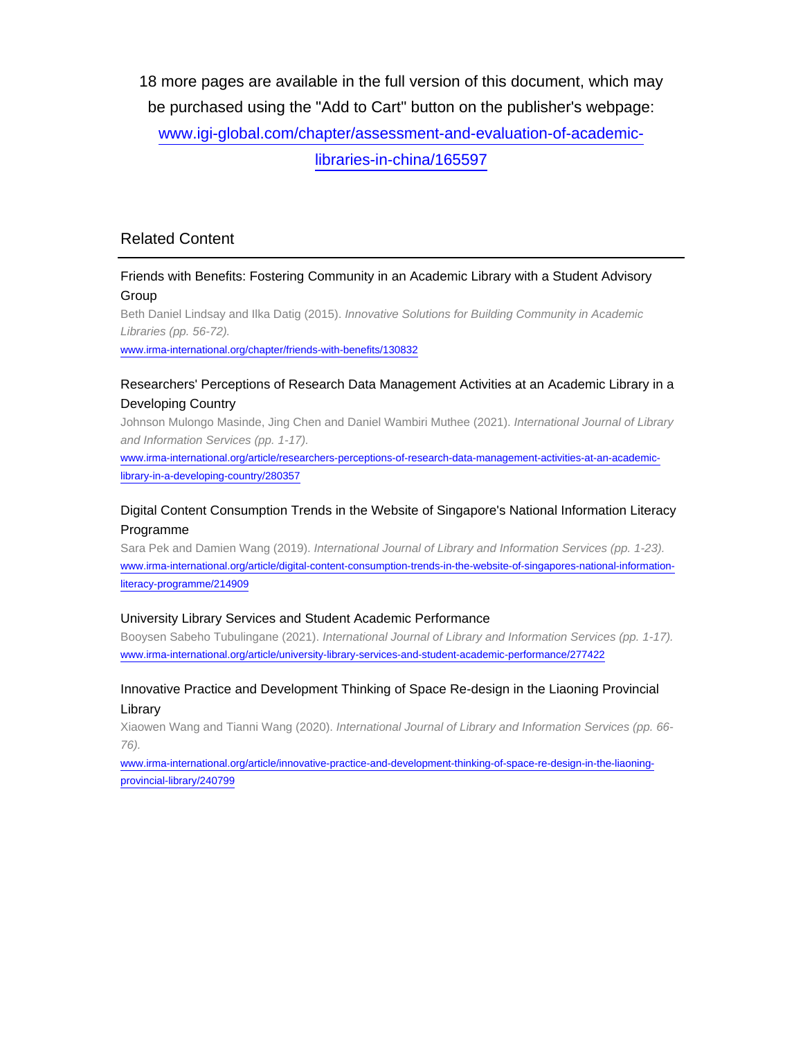18 more pages are available in the full version of this document, which may be purchased using the "Add to Cart" button on the publisher's webpage: www.igi-global.com/chapter/assessment-and-evaluation-of-academic-libraries-in-china/165597

## Related Content

### Friends with Benefits: Fostering Community in an Academic Library with a Student Advisory Group

Beth Daniel Lindsay and Ilka Datig (2015). *Innovative Solutions for Building Community in Academic Libraries (pp. 56-72).*

www.irma-international.org/chapter/friends-with-benefits/130832

### Researchers' Perceptions of Research Data Management Activities at an Academic Library in a Developing Country

Johnson Mulongo Masinde, Jing Chen and Daniel Wambiri Muthee (2021). *International Journal of Library and Information Services (pp. 1-17).*

www.irma-international.org/article/researchers-perceptions-of-research-data-management-activities-at-an-academic-library-in-a-developing-country/280357

### Digital Content Consumption Trends in the Website of Singapore's National Information Literacy Programme

Sara Pek and Damien Wang (2019). *International Journal of Library and Information Services (pp. 1-23).*

www.irma-international.org/article/digital-content-consumption-trends-in-the-website-of-singapores-national-information-literacy-programme/214909

### University Library Services and Student Academic Performance

Booysen Sabeho Tubulingane (2021). *International Journal of Library and Information Services (pp. 1-17).*

www.irma-international.org/article/university-library-services-and-student-academic-performance/277422

### Innovative Practice and Development Thinking of Space Re-design in the Liaoning Provincial Library

Xiaowen Wang and Tianni Wang (2020). *International Journal of Library and Information Services (pp. 66-76).*

www.irma-international.org/article/innovative-practice-and-development-thinking-of-space-re-design-in-the-liaoning-provincial-library/240799